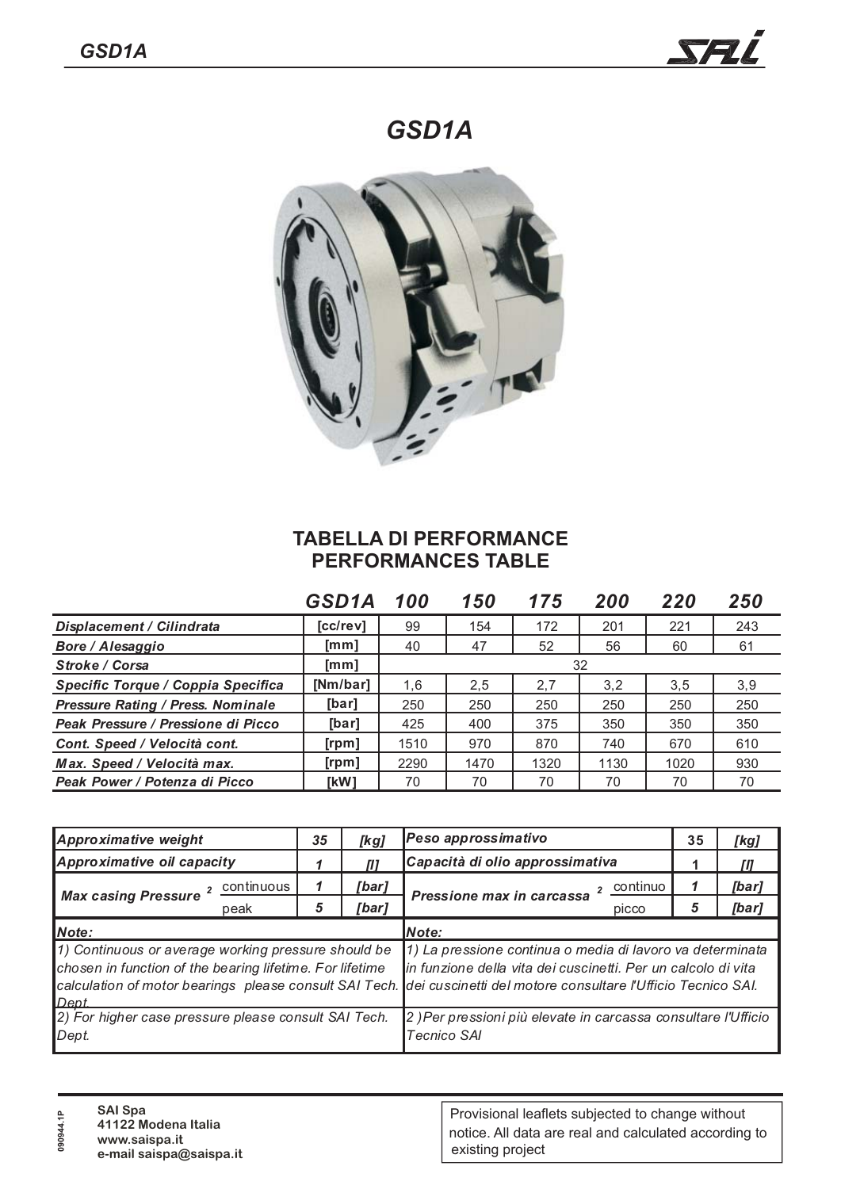# GSD1A

## TABELLA DI PERFORMANCE
## PERFORMANCES TABLE

| | GSD1A | 100 | 150 | 175 | 200 | 220 | 250 |
|---|---|---|---|---|---|---|---|
| *Displacement / Cilindrata* | [cc/rev] | 99 | 154 | 172 | 201 | 221 | 243 |
| *Bore / Alesaggio* | [mm] | 40 | 47 | 52 | 56 | 60 | 61 |
| *Stroke / Corsa* | [mm] | 32 | | | | | |
| *Specific Torque / Coppia Specifica* | [Nm/bar] | 1,6 | 2,5 | 2,7 | 3,2 | 3,5 | 3,9 |
| *Pressure Rating / Press. Nominale* | [bar] | 250 | 250 | 250 | 250 | 250 | 250 |
| *Peak Pressure / Pressione di Picco* | [bar] | 425 | 400 | 375 | 350 | 350 | 350 |
| *Cont. Speed / Velocità cont.* | [rpm] | 1510 | 970 | 870 | 740 | 670 | 610 |
| *Max. Speed / Velocità max.* | [rpm] | 2290 | 1470 | 1320 | 1130 | 1020 | 930 |
| *Peak Power / Potenza di Picco* | [kW] | 70 | 70 | 70 | 70 | 70 | 70 |

| | | | | | | | |
|---|---|---|---|---|---|---|---|
| *Approximative weight* | | 35 | *[kg]* | *Peso approssimativo* | | 35 | *[kg]* |
| *Approximative oil capacity* | | 1 | *[l]* | *Capacità di olio approssimativa* | | 1 | *[l]* |
| *Max casing Pressure* [2] | continuous | 1 | *[bar]* | *Pressione max in carcassa* [2] | continuo | 1 | *[bar]* |
| | peak | 5 | *[bar]* | | picco | 5 | *[bar]* |

| | |
|---|---|
| *Note:* | *Note:* |
| *1) Continuous or average working pressure should be chosen in function of the bearing lifetime. For lifetime calculation of motor bearings please consult SAI Tech. Dept.* | *1) La pressione continua o media di lavoro va determinata in funzione della vita dei cuscinetti. Per un calcolo di vita dei cuscinetti del motore consultare l'Ufficio Tecnico SAI.* |
| *2) For higher case pressure please consult SAI Tech. Dept.* | *2 )Per pressioni più elevate in carcassa consultare l'Ufficio Tecnico SAI* |

090944.1P

**SAI Spa**
**41122 Modena Italia**
**www.saispa.it**
**e-mail saispa@saispa.it**

Provisional leaflets subjected to change without notice. All data are real and calculated according to existing project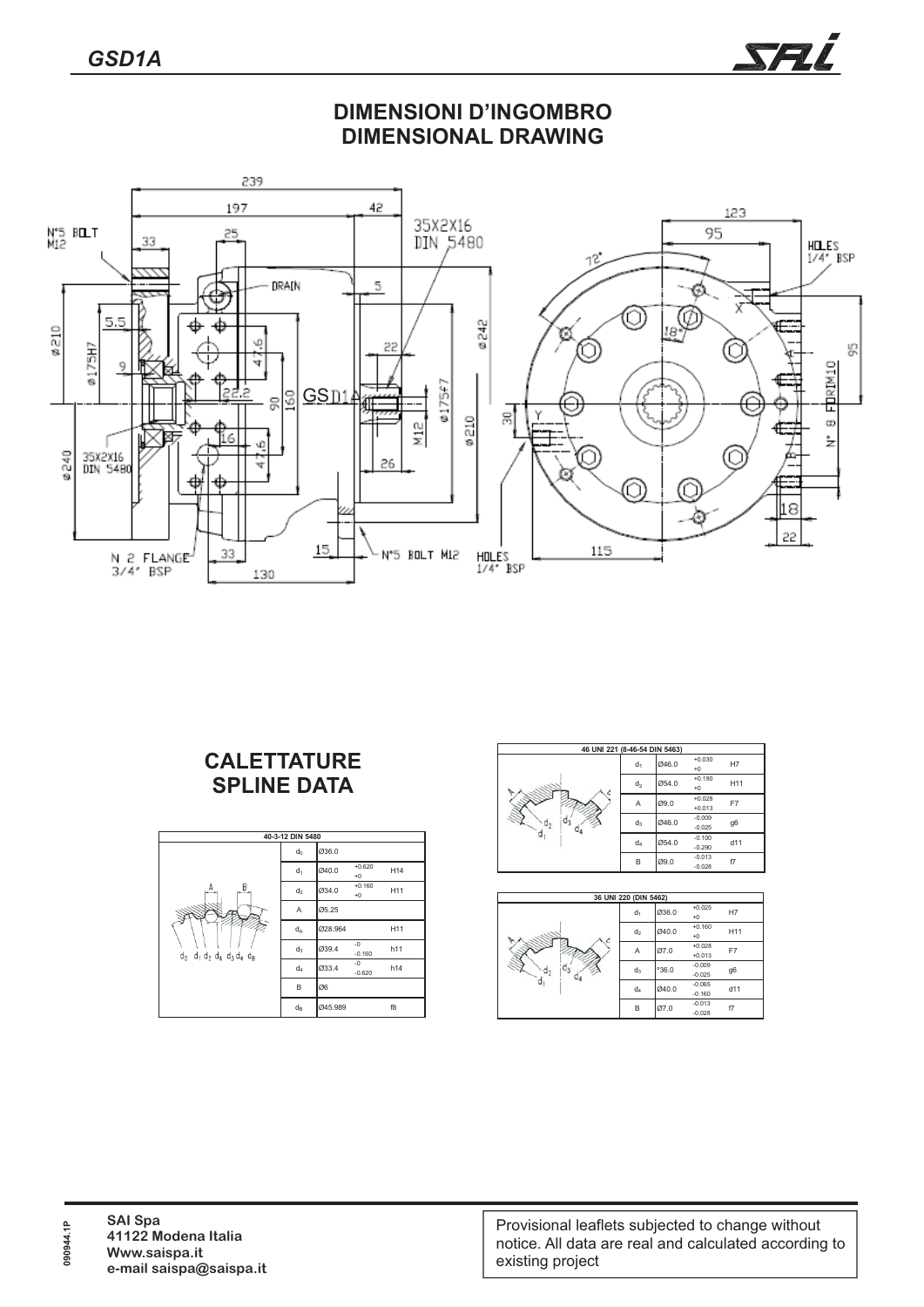## DIMENSIONI D'INGOMBRO
## DIMENSIONAL DRAWING

239
197
42
N°5 BOLT M12
33
25
35X2X16 DIN 5480
DRAIN
5
5.5
ø210
ø175H7
9
47.6
22.2
90
160
GSD1A
22
ø242
ø175f7
ø210
M12
26
16
47.6
ø240
35X2X16 DIN 5480
N 2 FLANGE 3/4" BSP
33
130
15
N°5 BOLT M12
123
95
HOLES 1/4" BSP
72°
18°
X
A
95
N° 8 FORIM10
30
Y
B
18
22
115
HOLES 1/4" BSP

## CALETTATURE
## SPLINE DATA

| 40-3-12 DIN 5480 | | | |
|---|---|---|---|
| $d_0$ | Ø36.0 | | |
| $d_1$ | Ø40.0 | +0.620 / +0 | H14 |
| $d_2$ | Ø34.0 | +0.160 / +0 | H11 |
| A | Ø5.25 | | |
| $d_A$ | Ø28.964 | | H11 |
| $d_3$ | Ø39.4 | -0 / -0.160 | h11 |
| $d_4$ | Ø33.4 | -0 / -0.620 | h14 |
| B | Ø6 | | |
| $d_B$ | Ø45.989 | | f8 |

| 46 UNI 221 (8-46-54 DIN 5463) | | | |
|---|---|---|---|
| $d_1$ | Ø46.0 | +0.030 / +0 | H7 |
| $d_2$ | Ø54.0 | +0.190 / +0 | H11 |
| A | Ø9.0 | +0.028 / +0.013 | F7 |
| $d_3$ | Ø46.0 | -0.009 / -0.025 | g6 |
| $d_4$ | Ø54.0 | -0.100 / -0.290 | d11 |
| B | Ø9.0 | -0.013 / -0.028 | f7 |

| 36 UNI 220 (DIN 5462) | | | |
|---|---|---|---|
| $d_1$ | Ø36.0 | +0.025 / +0 | H7 |
| $d_2$ | Ø40.0 | +0.160 / +0 | H11 |
| A | Ø7.0 | +0.028 / +0.013 | F7 |
| $d_3$ | °36.0 | -0.009 / -0.025 | g6 |
| $d_4$ | Ø40.0 | -0.065 / -0.160 | d11 |
| B | Ø7.0 | -0.013 / -0.028 | f7 |

**SAI Spa**
**41122 Modena Italia**
**Www.saispa.it**
**e-mail saispa@saispa.it**

090944.1P

Provisional leaflets subjected to change without notice. All data are real and calculated according to existing project